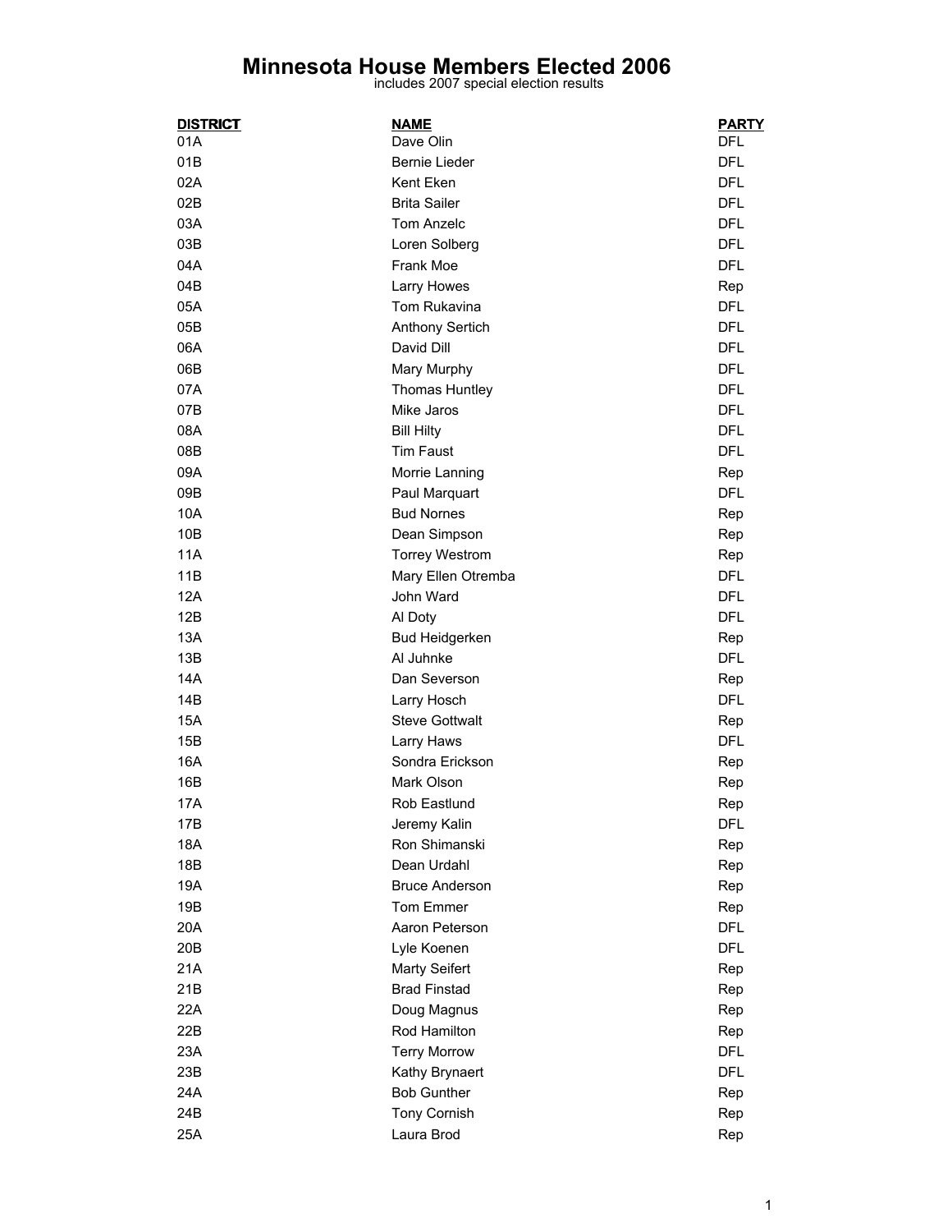# Minnesota House Members Elected 2006

includes 2007 special election results

| DISTRICT | NAME | PARTY |
|---|---|---|
| 01A | Dave Olin | DFL |
| 01B | Bernie Lieder | DFL |
| 02A | Kent Eken | DFL |
| 02B | Brita Sailer | DFL |
| 03A | Tom Anzelc | DFL |
| 03B | Loren Solberg | DFL |
| 04A | Frank Moe | DFL |
| 04B | Larry Howes | Rep |
| 05A | Tom Rukavina | DFL |
| 05B | Anthony Sertich | DFL |
| 06A | David Dill | DFL |
| 06B | Mary Murphy | DFL |
| 07A | Thomas Huntley | DFL |
| 07B | Mike Jaros | DFL |
| 08A | Bill Hilty | DFL |
| 08B | Tim Faust | DFL |
| 09A | Morrie Lanning | Rep |
| 09B | Paul Marquart | DFL |
| 10A | Bud Nornes | Rep |
| 10B | Dean Simpson | Rep |
| 11A | Torrey Westrom | Rep |
| 11B | Mary Ellen Otremba | DFL |
| 12A | John Ward | DFL |
| 12B | Al Doty | DFL |
| 13A | Bud Heidgerken | Rep |
| 13B | Al Juhnke | DFL |
| 14A | Dan Severson | Rep |
| 14B | Larry Hosch | DFL |
| 15A | Steve Gottwalt | Rep |
| 15B | Larry Haws | DFL |
| 16A | Sondra Erickson | Rep |
| 16B | Mark Olson | Rep |
| 17A | Rob Eastlund | Rep |
| 17B | Jeremy Kalin | DFL |
| 18A | Ron Shimanski | Rep |
| 18B | Dean Urdahl | Rep |
| 19A | Bruce Anderson | Rep |
| 19B | Tom Emmer | Rep |
| 20A | Aaron Peterson | DFL |
| 20B | Lyle Koenen | DFL |
| 21A | Marty Seifert | Rep |
| 21B | Brad Finstad | Rep |
| 22A | Doug Magnus | Rep |
| 22B | Rod Hamilton | Rep |
| 23A | Terry Morrow | DFL |
| 23B | Kathy Brynaert | DFL |
| 24A | Bob Gunther | Rep |
| 24B | Tony Cornish | Rep |
| 25A | Laura Brod | Rep |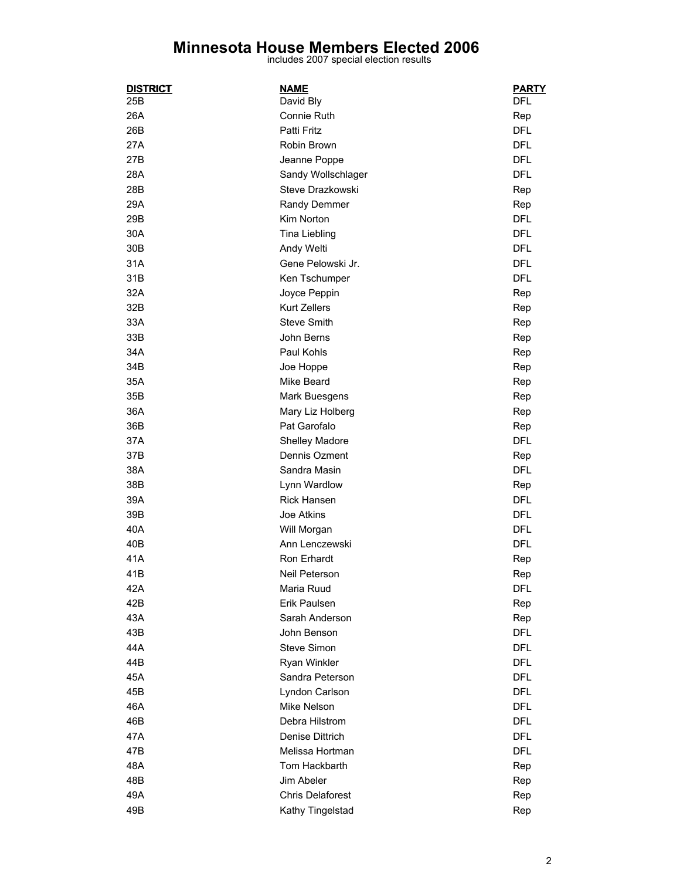# Minnesota House Members Elected 2006

includes 2007 special election results

| DISTRICT | NAME | PARTY |
|---|---|---|
| 25B | David Bly | DFL |
| 26A | Connie Ruth | Rep |
| 26B | Patti Fritz | DFL |
| 27A | Robin Brown | DFL |
| 27B | Jeanne Poppe | DFL |
| 28A | Sandy Wollschlager | DFL |
| 28B | Steve Drazkowski | Rep |
| 29A | Randy Demmer | Rep |
| 29B | Kim Norton | DFL |
| 30A | Tina Liebling | DFL |
| 30B | Andy Welti | DFL |
| 31A | Gene Pelowski Jr. | DFL |
| 31B | Ken Tschumper | DFL |
| 32A | Joyce Peppin | Rep |
| 32B | Kurt Zellers | Rep |
| 33A | Steve Smith | Rep |
| 33B | John Berns | Rep |
| 34A | Paul Kohls | Rep |
| 34B | Joe Hoppe | Rep |
| 35A | Mike Beard | Rep |
| 35B | Mark Buesgens | Rep |
| 36A | Mary Liz Holberg | Rep |
| 36B | Pat Garofalo | Rep |
| 37A | Shelley Madore | DFL |
| 37B | Dennis Ozment | Rep |
| 38A | Sandra Masin | DFL |
| 38B | Lynn Wardlow | Rep |
| 39A | Rick Hansen | DFL |
| 39B | Joe Atkins | DFL |
| 40A | Will Morgan | DFL |
| 40B | Ann Lenczewski | DFL |
| 41A | Ron Erhardt | Rep |
| 41B | Neil Peterson | Rep |
| 42A | Maria Ruud | DFL |
| 42B | Erik Paulsen | Rep |
| 43A | Sarah Anderson | Rep |
| 43B | John Benson | DFL |
| 44A | Steve Simon | DFL |
| 44B | Ryan Winkler | DFL |
| 45A | Sandra Peterson | DFL |
| 45B | Lyndon Carlson | DFL |
| 46A | Mike Nelson | DFL |
| 46B | Debra Hilstrom | DFL |
| 47A | Denise Dittrich | DFL |
| 47B | Melissa Hortman | DFL |
| 48A | Tom Hackbarth | Rep |
| 48B | Jim Abeler | Rep |
| 49A | Chris Delaforest | Rep |
| 49B | Kathy Tingelstad | Rep |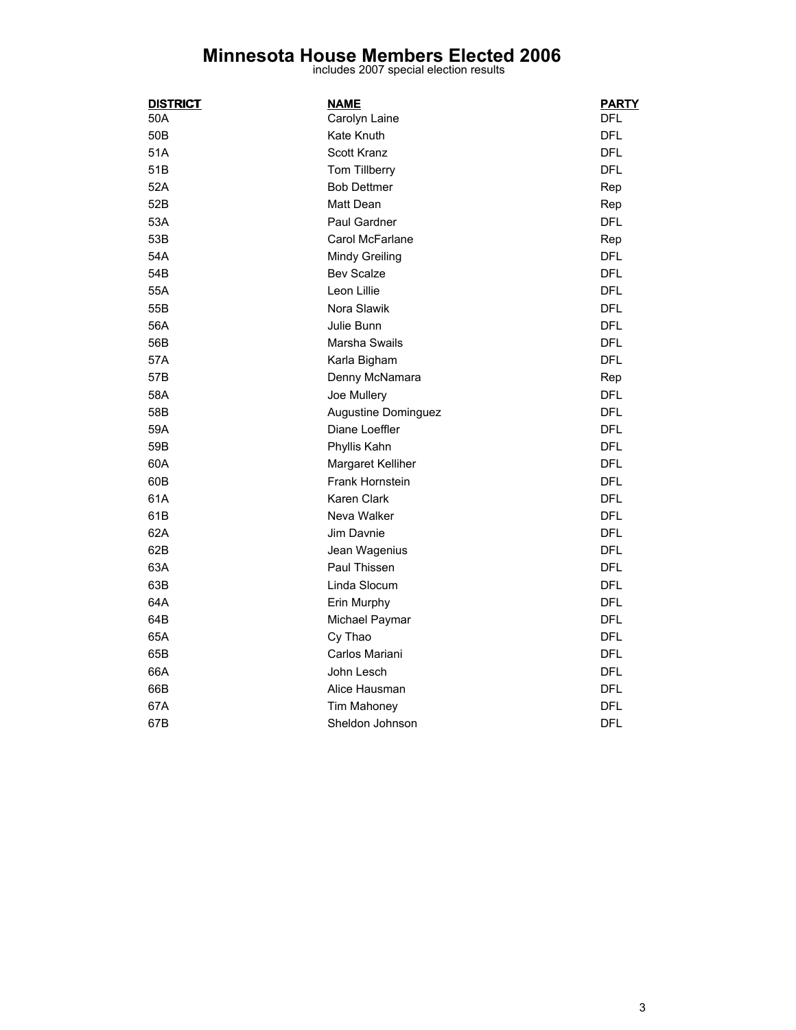# Minnesota House Members Elected 2006

includes 2007 special election results

| DISTRICT | NAME | PARTY |
|---|---|---|
| 50A | Carolyn Laine | DFL |
| 50B | Kate Knuth | DFL |
| 51A | Scott Kranz | DFL |
| 51B | Tom Tillberry | DFL |
| 52A | Bob Dettmer | Rep |
| 52B | Matt Dean | Rep |
| 53A | Paul Gardner | DFL |
| 53B | Carol McFarlane | Rep |
| 54A | Mindy Greiling | DFL |
| 54B | Bev Scalze | DFL |
| 55A | Leon Lillie | DFL |
| 55B | Nora Slawik | DFL |
| 56A | Julie Bunn | DFL |
| 56B | Marsha Swails | DFL |
| 57A | Karla Bigham | DFL |
| 57B | Denny McNamara | Rep |
| 58A | Joe Mullery | DFL |
| 58B | Augustine Dominguez | DFL |
| 59A | Diane Loeffler | DFL |
| 59B | Phyllis Kahn | DFL |
| 60A | Margaret Kelliher | DFL |
| 60B | Frank Hornstein | DFL |
| 61A | Karen Clark | DFL |
| 61B | Neva Walker | DFL |
| 62A | Jim Davnie | DFL |
| 62B | Jean Wagenius | DFL |
| 63A | Paul Thissen | DFL |
| 63B | Linda Slocum | DFL |
| 64A | Erin Murphy | DFL |
| 64B | Michael Paymar | DFL |
| 65A | Cy Thao | DFL |
| 65B | Carlos Mariani | DFL |
| 66A | John Lesch | DFL |
| 66B | Alice Hausman | DFL |
| 67A | Tim Mahoney | DFL |
| 67B | Sheldon Johnson | DFL |